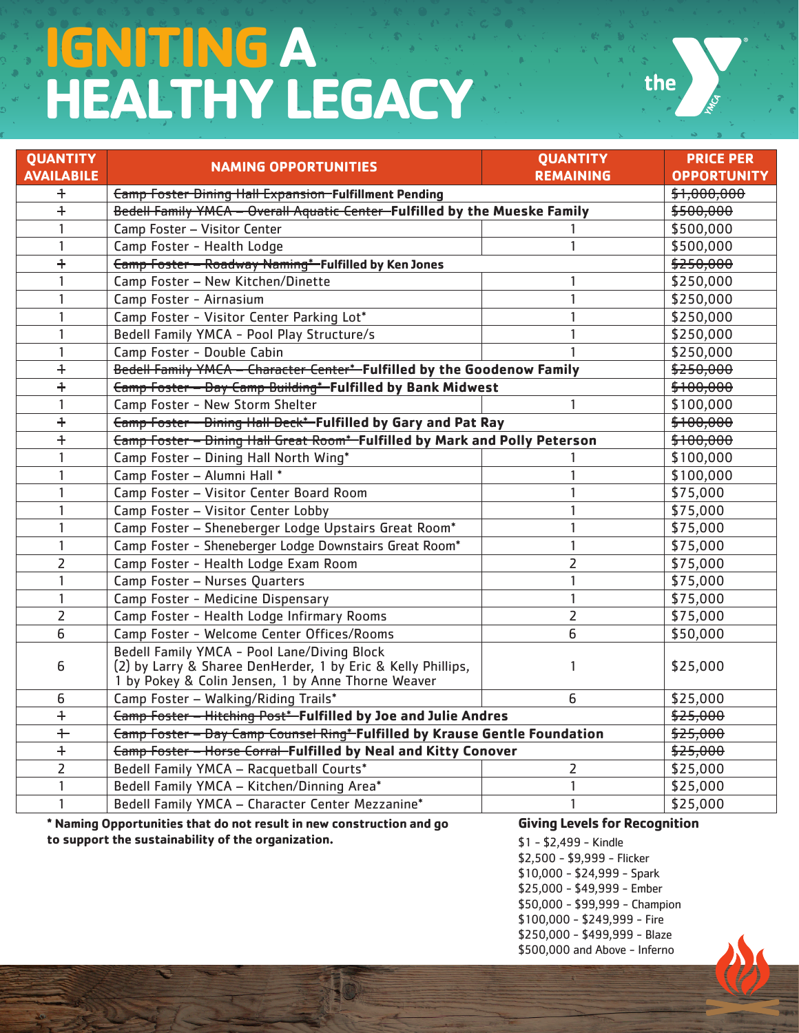# IGNITING A HEALTHY LEGACY

the YMCA

| QUANTITY AVAILABILE | NAMING OPPORTUNITIES | QUANTITY REMAINING | PRICE PER OPPORTUNITY |
|---|---|---|---|
| ~~1~~ | ~~Camp Foster Dining Hall Expansion~~ **Fulfillment Pending** | | ~~$1,000,000~~ |
| ~~1~~ | ~~Bedell Family YMCA – Overall Aquatic Center~~ **Fulfilled by the Mueske Family** | | ~~$500,000~~ |
| 1 | Camp Foster – Visitor Center | 1 | $500,000 |
| 1 | Camp Foster - Health Lodge | 1 | $500,000 |
| ~~1~~ | ~~Camp Foster – Roadway Naming*~~ **Fulfilled by Ken Jones** | | ~~$250,000~~ |
| 1 | Camp Foster – New Kitchen/Dinette | 1 | $250,000 |
| 1 | Camp Foster - Airnasium | 1 | $250,000 |
| 1 | Camp Foster - Visitor Center Parking Lot* | 1 | $250,000 |
| 1 | Bedell Family YMCA - Pool Play Structure/s | 1 | $250,000 |
| 1 | Camp Foster - Double Cabin | 1 | $250,000 |
| ~~1~~ | ~~Bedell Family YMCA – Character Center*~~ **Fulfilled by the Goodenow Family** | | ~~$250,000~~ |
| ~~1~~ | ~~Camp Foster – Day Camp Building*~~ **Fulfilled by Bank Midwest** | | ~~$100,000~~ |
| 1 | Camp Foster - New Storm Shelter | 1 | $100,000 |
| ~~1~~ | ~~Camp Foster – Dining Hall Deck*~~ **Fulfilled by Gary and Pat Ray** | | ~~$100,000~~ |
| ~~1~~ | ~~Camp Foster – Dining Hall Great Room*~~ **Fulfilled by Mark and Polly Peterson** | | ~~$100,000~~ |
| 1 | Camp Foster – Dining Hall North Wing* | 1 | $100,000 |
| 1 | Camp Foster – Alumni Hall * | 1 | $100,000 |
| 1 | Camp Foster – Visitor Center Board Room | 1 | $75,000 |
| 1 | Camp Foster – Visitor Center Lobby | 1 | $75,000 |
| 1 | Camp Foster – Sheneberger Lodge Upstairs Great Room* | 1 | $75,000 |
| 1 | Camp Foster - Sheneberger Lodge Downstairs Great Room* | 1 | $75,000 |
| 2 | Camp Foster - Health Lodge Exam Room | 2 | $75,000 |
| 1 | Camp Foster – Nurses Quarters | 1 | $75,000 |
| 1 | Camp Foster - Medicine Dispensary | 1 | $75,000 |
| 2 | Camp Foster - Health Lodge Infirmary Rooms | 2 | $75,000 |
| 6 | Camp Foster - Welcome Center Offices/Rooms | 6 | $50,000 |
| 6 | Bedell Family YMCA - Pool Lane/Diving Block (2) by Larry & Sharee DenHerder, 1 by Eric & Kelly Phillips, 1 by Pokey & Colin Jensen, 1 by Anne Thorne Weaver | 1 | $25,000 |
| 6 | Camp Foster – Walking/Riding Trails* | 6 | $25,000 |
| ~~1~~ | ~~Camp Foster – Hitching Post*~~ **Fulfilled by Joe and Julie Andres** | | ~~$25,000~~ |
| ~~1~~ | ~~Camp Foster – Day Camp Counsel Ring*~~ **Fulfilled by Krause Gentle Foundation** | | ~~$25,000~~ |
| ~~1~~ | ~~Camp Foster – Horse Corral~~ **Fulfilled by Neal and Kitty Conover** | | ~~$25,000~~ |
| 2 | Bedell Family YMCA – Racquetball Courts* | 2 | $25,000 |
| 1 | Bedell Family YMCA – Kitchen/Dinning Area* | 1 | $25,000 |
| 1 | Bedell Family YMCA – Character Center Mezzanine* | 1 | $25,000 |

**\* Naming Opportunities that do not result in new construction and go to support the sustainability of the organization.**

**Giving Levels for Recognition**

$1 - $2,499 - Kindle
$2,500 - $9,999 - Flicker
$10,000 - $24,999 - Spark
$25,000 - $49,999 - Ember
$50,000 - $99,999 - Champion
$100,000 - $249,999 - Fire
$250,000 - $499,999 - Blaze
$500,000 and Above - Inferno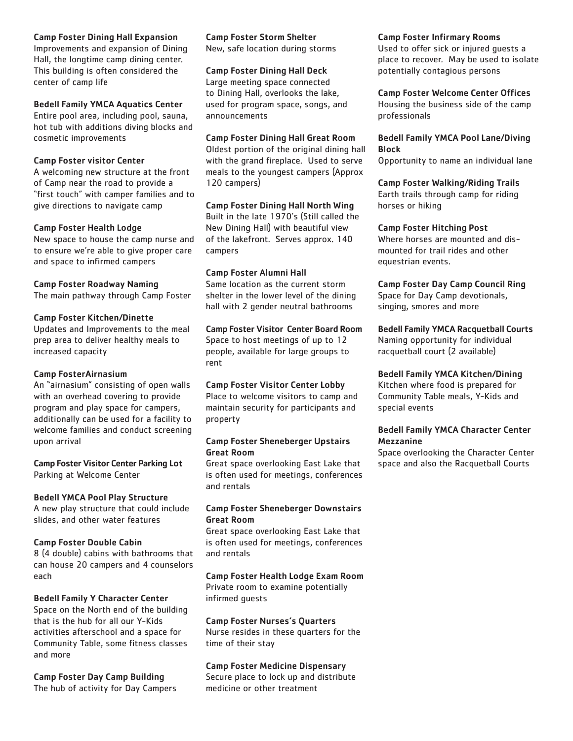**Camp Foster Dining Hall Expansion**
Improvements and expansion of Dining Hall, the longtime camp dining center. This building is often considered the center of camp life

**Bedell Family YMCA Aquatics Center**
Entire pool area, including pool, sauna, hot tub with additions diving blocks and cosmetic improvements

**Camp Foster visitor Center**
A welcoming new structure at the front of Camp near the road to provide a "first touch" with camper families and to give directions to navigate camp

**Camp Foster Health Lodge**
New space to house the camp nurse and to ensure we're able to give proper care and space to infirmed campers

**Camp Foster Roadway Naming**
The main pathway through Camp Foster

**Camp Foster Kitchen/Dinette**
Updates and Improvements to the meal prep area to deliver healthy meals to increased capacity

**Camp FosterAirnasium**
An "airnasium" consisting of open walls with an overhead covering to provide program and play space for campers, additionally can be used for a facility to welcome families and conduct screening upon arrival

**Camp Foster Visitor Center Parking Lot**
Parking at Welcome Center

**Bedell YMCA Pool Play Structure**
A new play structure that could include slides, and other water features

**Camp Foster Double Cabin**
8 (4 double) cabins with bathrooms that can house 20 campers and 4 counselors each

**Bedell Family Y Character Center**
Space on the North end of the building that is the hub for all our Y-Kids activities afterschool and a space for Community Table, some fitness classes and more

**Camp Foster Day Camp Building**
The hub of activity for Day Campers

**Camp Foster Storm Shelter**
New, safe location during storms

**Camp Foster Dining Hall Deck**
Large meeting space connected to Dining Hall, overlooks the lake, used for program space, songs, and announcements

**Camp Foster Dining Hall Great Room**
Oldest portion of the original dining hall with the grand fireplace. Used to serve meals to the youngest campers (Approx 120 campers)

**Camp Foster Dining Hall North Wing**
Built in the late 1970's (Still called the New Dining Hall) with beautiful view of the lakefront. Serves approx. 140 campers

**Camp Foster Alumni Hall**
Same location as the current storm shelter in the lower level of the dining hall with 2 gender neutral bathrooms

**Camp Foster Visitor Center Board Room**
Space to host meetings of up to 12 people, available for large groups to rent

**Camp Foster Visitor Center Lobby**
Place to welcome visitors to camp and maintain security for participants and property

**Camp Foster Sheneberger Upstairs Great Room**
Great space overlooking East Lake that is often used for meetings, conferences and rentals

**Camp Foster Sheneberger Downstairs Great Room**
Great space overlooking East Lake that is often used for meetings, conferences and rentals

**Camp Foster Health Lodge Exam Room**
Private room to examine potentially infirmed guests

**Camp Foster Nurses's Quarters**
Nurse resides in these quarters for the time of their stay

**Camp Foster Medicine Dispensary**
Secure place to lock up and distribute medicine or other treatment

**Camp Foster Infirmary Rooms**
Used to offer sick or injured guests a place to recover. May be used to isolate potentially contagious persons

**Camp Foster Welcome Center Offices**
Housing the business side of the camp professionals

**Bedell Family YMCA Pool Lane/Diving Block**
Opportunity to name an individual lane

**Camp Foster Walking/Riding Trails**
Earth trails through camp for riding horses or hiking

**Camp Foster Hitching Post**
Where horses are mounted and dis-mounted for trail rides and other equestrian events.

**Camp Foster Day Camp Council Ring**
Space for Day Camp devotionals, singing, smores and more

**Bedell Family YMCA Racquetball Courts**
Naming opportunity for individual racquetball court (2 available)

**Bedell Family YMCA Kitchen/Dining**
Kitchen where food is prepared for Community Table meals, Y-Kids and special events

**Bedell Family YMCA Character Center Mezzanine**
Space overlooking the Character Center space and also the Racquetball Courts